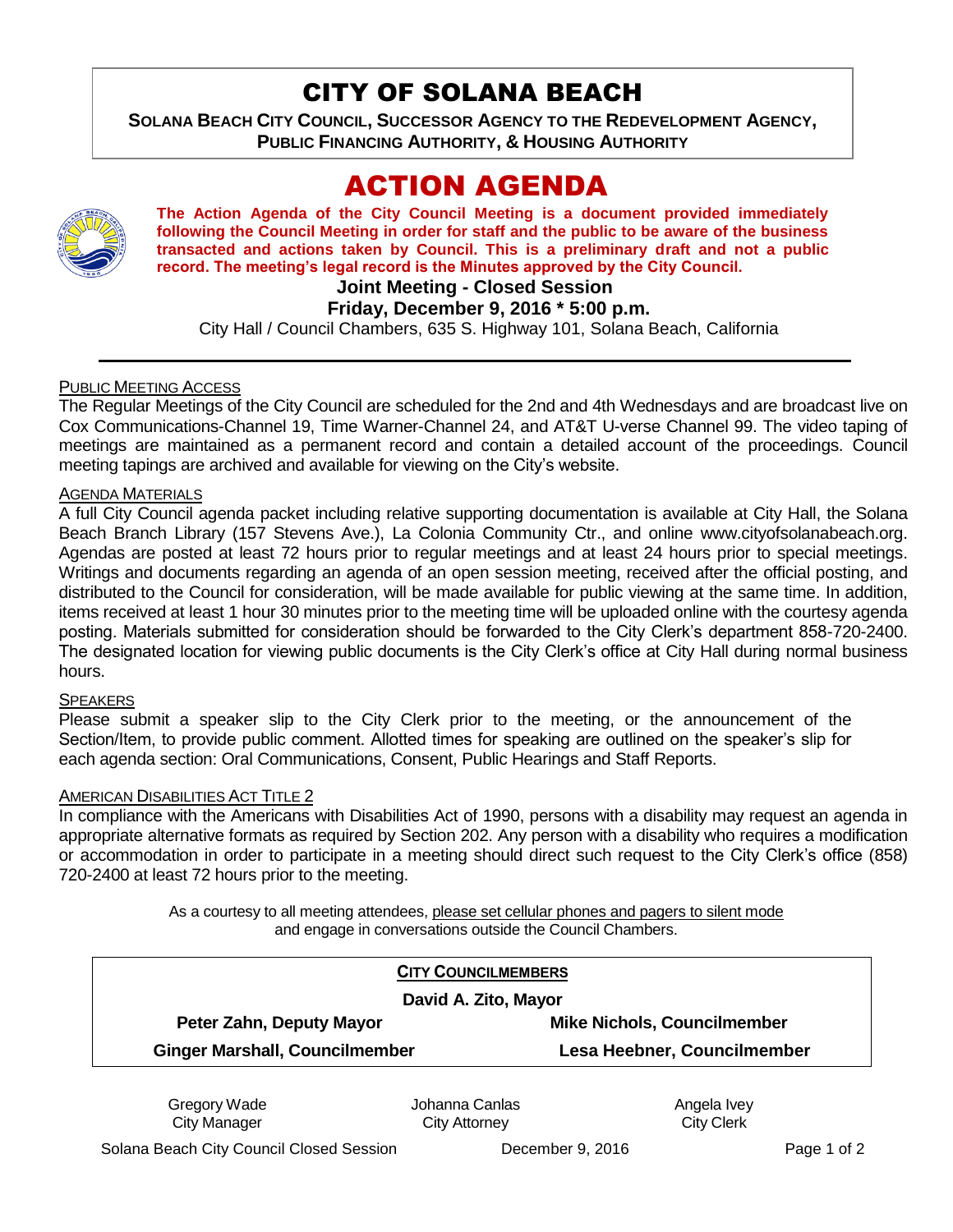# CITY OF SOLANA BEACH

**SOLANA BEACH CITY COUNCIL, SUCCESSOR AGENCY TO THE REDEVELOPMENT AGENCY, PUBLIC FINANCING AUTHORITY, & HOUSING AUTHORITY**

# ACTION AGENDA

**The Action Agenda of the City Council Meeting is a document provided immediately following the Council Meeting in order for staff and the public to be aware of the business transacted and actions taken by Council. This is a preliminary draft and not a public record. The meeting's legal record is the Minutes approved by the City Council.**

**Joint Meeting - Closed Session**

**Friday, December 9, 2016 * 5:00 p.m.**

City Hall / Council Chambers, 635 S. Highway 101, Solana Beach, California

---

PUBLIC MEETING ACCESS

The Regular Meetings of the City Council are scheduled for the 2nd and 4th Wednesdays and are broadcast live on Cox Communications-Channel 19, Time Warner-Channel 24, and AT&T U-verse Channel 99. The video taping of meetings are maintained as a permanent record and contain a detailed account of the proceedings. Council meeting tapings are archived and available for viewing on the City's website.

AGENDA MATERIALS

A full City Council agenda packet including relative supporting documentation is available at City Hall, the Solana Beach Branch Library (157 Stevens Ave.), La Colonia Community Ctr., and online www.cityofsolanabeach.org. Agendas are posted at least 72 hours prior to regular meetings and at least 24 hours prior to special meetings. Writings and documents regarding an agenda of an open session meeting, received after the official posting, and distributed to the Council for consideration, will be made available for public viewing at the same time. In addition, items received at least 1 hour 30 minutes prior to the meeting time will be uploaded online with the courtesy agenda posting. Materials submitted for consideration should be forwarded to the City Clerk's department 858-720-2400. The designated location for viewing public documents is the City Clerk's office at City Hall during normal business hours.

SPEAKERS

Please submit a speaker slip to the City Clerk prior to the meeting, or the announcement of the Section/Item, to provide public comment. Allotted times for speaking are outlined on the speaker's slip for each agenda section: Oral Communications, Consent, Public Hearings and Staff Reports.

AMERICAN DISABILITIES ACT TITLE 2

In compliance with the Americans with Disabilities Act of 1990, persons with a disability may request an agenda in appropriate alternative formats as required by Section 202. Any person with a disability who requires a modification or accommodation in order to participate in a meeting should direct such request to the City Clerk's office (858) 720-2400 at least 72 hours prior to the meeting.

As a courtesy to all meeting attendees, please set cellular phones and pagers to silent mode and engage in conversations outside the Council Chambers.

**CITY COUNCILMEMBERS**

**David A. Zito, Mayor**

| | |
|---|---|
| **Peter Zahn, Deputy Mayor** | **Mike Nichols, Councilmember** |
| **Ginger Marshall, Councilmember** | **Lesa Heebner, Councilmember** |

| | | |
|---|---|---|
| Gregory Wade<br>City Manager | Johanna Canlas<br>City Attorney | Angela Ivey<br>City Clerk |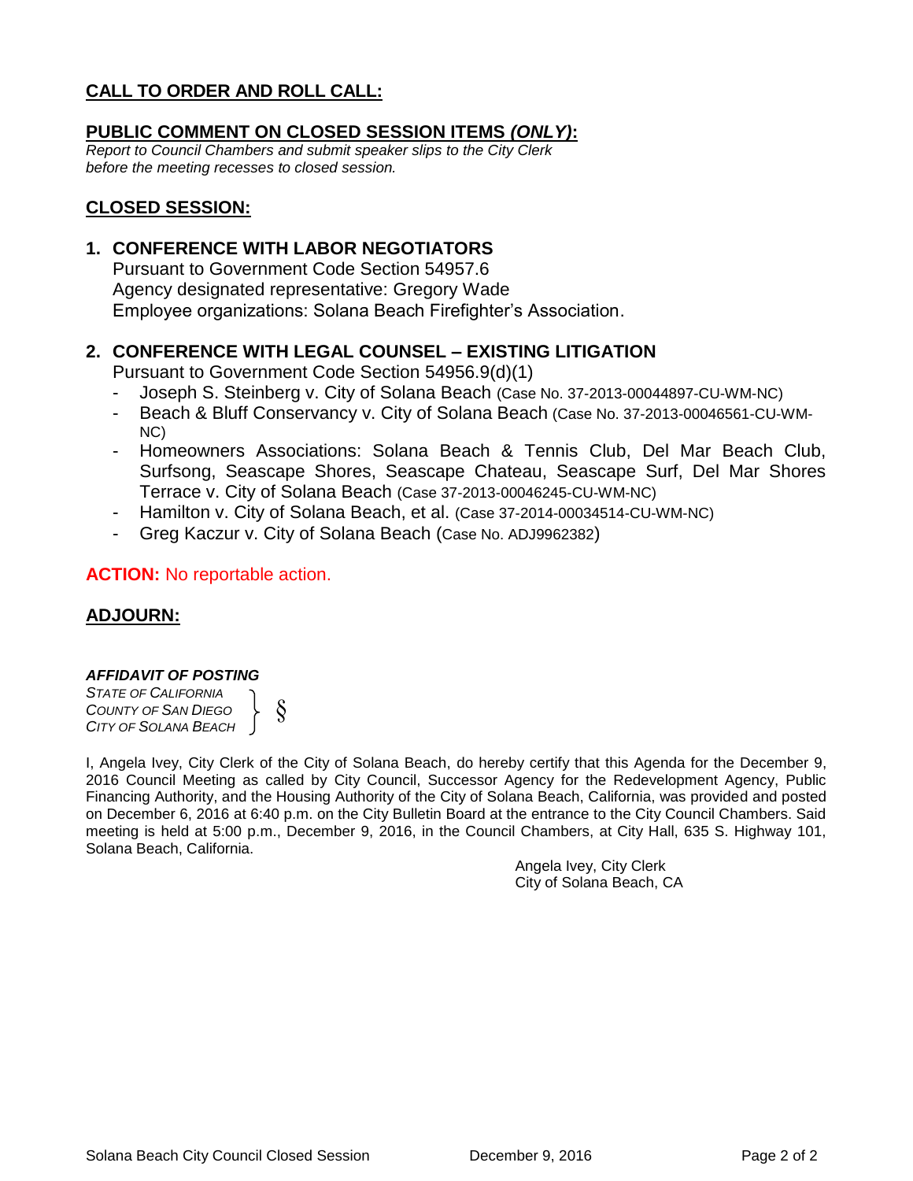## CALL TO ORDER AND ROLL CALL:

## PUBLIC COMMENT ON CLOSED SESSION ITEMS *(ONLY)*:

*Report to Council Chambers and submit speaker slips to the City Clerk before the meeting recesses to closed session.*

## CLOSED SESSION:

### 1. CONFERENCE WITH LABOR NEGOTIATORS

Pursuant to Government Code Section 54957.6
Agency designated representative: Gregory Wade
Employee organizations: Solana Beach Firefighter's Association.

### 2. CONFERENCE WITH LEGAL COUNSEL – EXISTING LITIGATION

Pursuant to Government Code Section 54956.9(d)(1)

- Joseph S. Steinberg v. City of Solana Beach (Case No. 37-2013-00044897-CU-WM-NC)
- Beach & Bluff Conservancy v. City of Solana Beach (Case No. 37-2013-00046561-CU-WM-NC)
- Homeowners Associations: Solana Beach & Tennis Club, Del Mar Beach Club, Surfsong, Seascape Shores, Seascape Chateau, Seascape Surf, Del Mar Shores Terrace v. City of Solana Beach (Case 37-2013-00046245-CU-WM-NC)
- Hamilton v. City of Solana Beach, et al. (Case 37-2014-00034514-CU-WM-NC)
- Greg Kaczur v. City of Solana Beach (Case No. ADJ9962382)

**ACTION:** No reportable action.

## ADJOURN:

***AFFIDAVIT OF POSTING***

*STATE OF CALIFORNIA*
*COUNTY OF SAN DIEGO* } §
*CITY OF SOLANA BEACH*

I, Angela Ivey, City Clerk of the City of Solana Beach, do hereby certify that this Agenda for the December 9, 2016 Council Meeting as called by City Council, Successor Agency for the Redevelopment Agency, Public Financing Authority, and the Housing Authority of the City of Solana Beach, California, was provided and posted on December 6, 2016 at 6:40 p.m. on the City Bulletin Board at the entrance to the City Council Chambers. Said meeting is held at 5:00 p.m., December 9, 2016, in the Council Chambers, at City Hall, 635 S. Highway 101, Solana Beach, California.

Angela Ivey, City Clerk
City of Solana Beach, CA